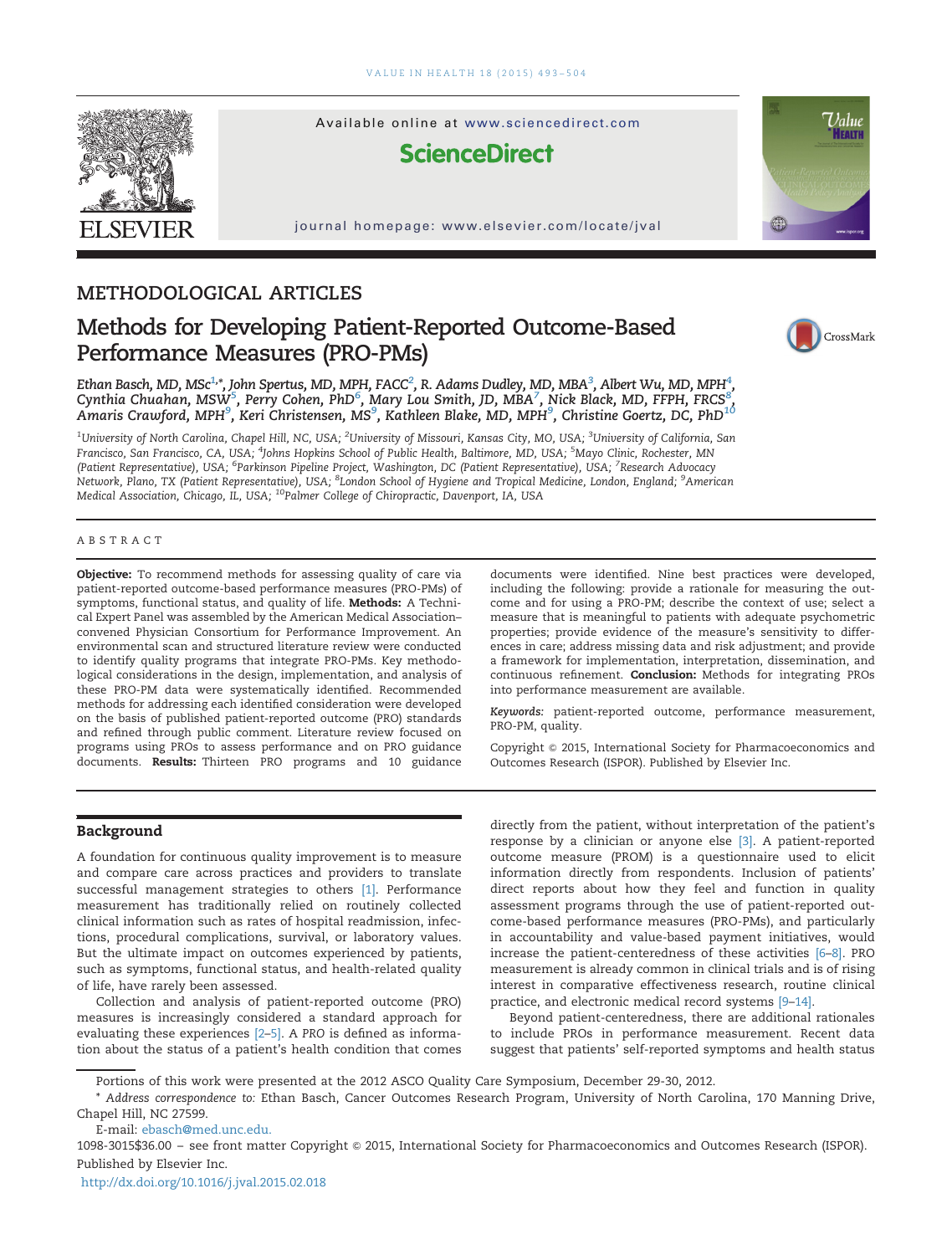METHODOLOGICAL ARTICLES

# Methods for Developing Patient-Reported Outcome-Based Performance Measures (PRO-PMs)

*Ethan Basch, MD, MSc[1,*], John Spertus, MD, MPH, FACC[2], R. Adams Dudley, MD, MBA[3], Albert Wu, MD, MPH[4], Cynthia Chuahan, MSW[5], Perry Cohen, PhD[6], Mary Lou Smith, JD, MBA[7], Nick Black, MD, FFPH, FRCS[8], Amaris Crawford, MPH[9], Keri Christensen, MS[9], Kathleen Blake, MD, MPH[9], Christine Goertz, DC, PhD[10]*

[1]University of North Carolina, Chapel Hill, NC, USA; [2]University of Missouri, Kansas City, MO, USA; [3]University of California, San Francisco, San Francisco, CA, USA; [4]Johns Hopkins School of Public Health, Baltimore, MD, USA; [5]Mayo Clinic, Rochester, MN (Patient Representative), USA; [6]Parkinson Pipeline Project, Washington, DC (Patient Representative), USA; [7]Research Advocacy Network, Plano, TX (Patient Representative), USA; [8]London School of Hygiene and Tropical Medicine, London, England; [9]American Medical Association, Chicago, IL, USA; [10]Palmer College of Chiropractic, Davenport, IA, USA

## ABSTRACT

**Objective:** To recommend methods for assessing quality of care via patient-reported outcome-based performance measures (PRO-PMs) of symptoms, functional status, and quality of life. **Methods:** A Technical Expert Panel was assembled by the American Medical Association–convened Physician Consortium for Performance Improvement. An environmental scan and structured literature review were conducted to identify quality programs that integrate PRO-PMs. Key methodological considerations in the design, implementation, and analysis of these PRO-PM data were systematically identified. Recommended methods for addressing each identified consideration were developed on the basis of published patient-reported outcome (PRO) standards and refined through public comment. Literature review focused on programs using PROs to assess performance and on PRO guidance documents. **Results:** Thirteen PRO programs and 10 guidance documents were identified. Nine best practices were developed, including the following: provide a rationale for measuring the outcome and for using a PRO-PM; describe the context of use; select a measure that is meaningful to patients with adequate psychometric properties; provide evidence of the measure's sensitivity to differences in care; address missing data and risk adjustment; and provide a framework for implementation, interpretation, dissemination, and continuous refinement. **Conclusion:** Methods for integrating PROs into performance measurement are available.

*Keywords:* patient-reported outcome, performance measurement, PRO-PM, quality.

Copyright © 2015, International Society for Pharmacoeconomics and Outcomes Research (ISPOR). Published by Elsevier Inc.

## Background

A foundation for continuous quality improvement is to measure and compare care across practices and providers to translate successful management strategies to others [1]. Performance measurement has traditionally relied on routinely collected clinical information such as rates of hospital readmission, infections, procedural complications, survival, or laboratory values. But the ultimate impact on outcomes experienced by patients, such as symptoms, functional status, and health-related quality of life, have rarely been assessed.

Collection and analysis of patient-reported outcome (PRO) measures is increasingly considered a standard approach for evaluating these experiences [2–5]. A *PRO* is defined as information about the status of a patient's health condition that comes directly from the patient, without interpretation of the patient's response by a clinician or anyone else [3]. A patient-reported outcome measure (PROM) is a questionnaire used to elicit information directly from respondents. Inclusion of patients' direct reports about how they feel and function in quality assessment programs through the use of patient-reported outcome-based performance measures (PRO-PMs), and particularly in accountability and value-based payment initiatives, would increase the patient-centeredness of these activities [6–8]. PRO measurement is already common in clinical trials and is of rising interest in comparative effectiveness research, routine clinical practice, and electronic medical record systems [9–14].

Beyond patient-centeredness, there are additional rationales to include PROs in performance measurement. Recent data suggest that patients' self-reported symptoms and health status

Portions of this work were presented at the 2012 ASCO Quality Care Symposium, December 29-30, 2012.

\* *Address correspondence to:* Ethan Basch, Cancer Outcomes Research Program, University of North Carolina, 170 Manning Drive, Chapel Hill, NC 27599.

E-mail: ebasch@med.unc.edu.

1098-3015$36.00 – see front matter Copyright © 2015, International Society for Pharmacoeconomics and Outcomes Research (ISPOR). Published by Elsevier Inc.

http://dx.doi.org/10.1016/j.jval.2015.02.018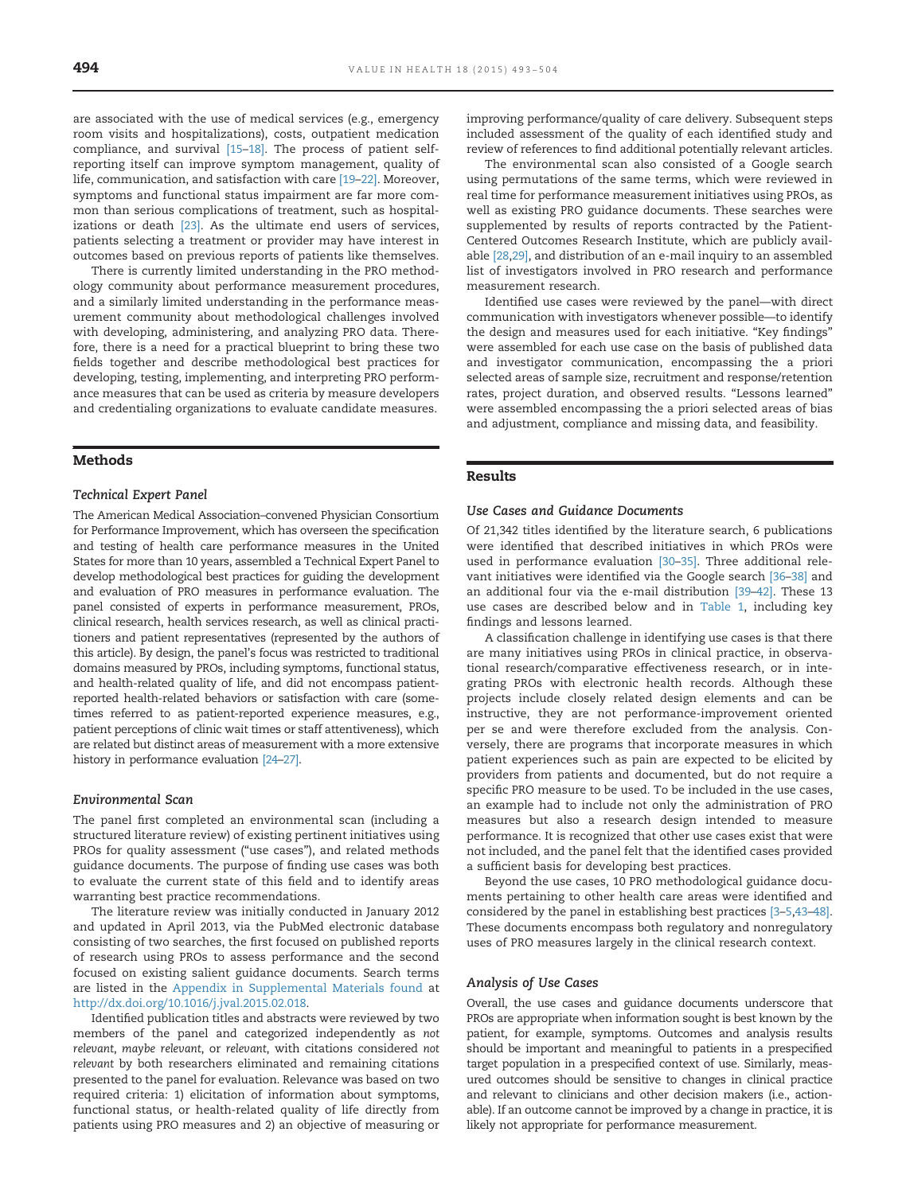are associated with the use of medical services (e.g., emergency room visits and hospitalizations), costs, outpatient medication compliance, and survival [15–18]. The process of patient self-reporting itself can improve symptom management, quality of life, communication, and satisfaction with care [19–22]. Moreover, symptoms and functional status impairment are far more common than serious complications of treatment, such as hospitalizations or death [23]. As the ultimate end users of services, patients selecting a treatment or provider may have interest in outcomes based on previous reports of patients like themselves.

There is currently limited understanding in the PRO methodology community about performance measurement procedures, and a similarly limited understanding in the performance measurement community about methodological challenges involved with developing, administering, and analyzing PRO data. Therefore, there is a need for a practical blueprint to bring these two fields together and describe methodological best practices for developing, testing, implementing, and interpreting PRO performance measures that can be used as criteria by measure developers and credentialing organizations to evaluate candidate measures.

## Methods

### Technical Expert Panel

The American Medical Association–convened Physician Consortium for Performance Improvement, which has overseen the specification and testing of health care performance measures in the United States for more than 10 years, assembled a Technical Expert Panel to develop methodological best practices for guiding the development and evaluation of PRO measures in performance evaluation. The panel consisted of experts in performance measurement, PROs, clinical research, health services research, as well as clinical practitioners and patient representatives (represented by the authors of this article). By design, the panel's focus was restricted to traditional domains measured by PROs, including symptoms, functional status, and health-related quality of life, and did not encompass patient-reported health-related behaviors or satisfaction with care (sometimes referred to as patient-reported experience measures, e.g., patient perceptions of clinic wait times or staff attentiveness), which are related but distinct areas of measurement with a more extensive history in performance evaluation [24–27].

### Environmental Scan

The panel first completed an environmental scan (including a structured literature review) of existing pertinent initiatives using PROs for quality assessment ("use cases"), and related methods guidance documents. The purpose of finding use cases was both to evaluate the current state of this field and to identify areas warranting best practice recommendations.

The literature review was initially conducted in January 2012 and updated in April 2013, via the PubMed electronic database consisting of two searches, the first focused on published reports of research using PROs to assess performance and the second focused on existing salient guidance documents. Search terms are listed in the Appendix in Supplemental Materials found at http://dx.doi.org/10.1016/j.jval.2015.02.018.

Identified publication titles and abstracts were reviewed by two members of the panel and categorized independently as *not relevant*, *maybe relevant*, or *relevant*, with citations considered *not relevant* by both researchers eliminated and remaining citations presented to the panel for evaluation. Relevance was based on two required criteria: 1) elicitation of information about symptoms, functional status, or health-related quality of life directly from patients using PRO measures and 2) an objective of measuring or improving performance/quality of care delivery. Subsequent steps included assessment of the quality of each identified study and review of references to find additional potentially relevant articles.

The environmental scan also consisted of a Google search using permutations of the same terms, which were reviewed in real time for performance measurement initiatives using PROs, as well as existing PRO guidance documents. These searches were supplemented by results of reports contracted by the Patient-Centered Outcomes Research Institute, which are publicly available [28,29], and distribution of an e-mail inquiry to an assembled list of investigators involved in PRO research and performance measurement research.

Identified use cases were reviewed by the panel—with direct communication with investigators whenever possible—to identify the design and measures used for each initiative. "Key findings" were assembled for each use case on the basis of published data and investigator communication, encompassing the a priori selected areas of sample size, recruitment and response/retention rates, project duration, and observed results. "Lessons learned" were assembled encompassing the a priori selected areas of bias and adjustment, compliance and missing data, and feasibility.

## Results

### Use Cases and Guidance Documents

Of 21,342 titles identified by the literature search, 6 publications were identified that described initiatives in which PROs were used in performance evaluation [30–35]. Three additional relevant initiatives were identified via the Google search [36–38] and an additional four via the e-mail distribution [39–42]. These 13 use cases are described below and in Table 1, including key findings and lessons learned.

A classification challenge in identifying use cases is that there are many initiatives using PROs in clinical practice, in observational research/comparative effectiveness research, or in integrating PROs with electronic health records. Although these projects include closely related design elements and can be instructive, they are not performance-improvement oriented per se and were therefore excluded from the analysis. Conversely, there are programs that incorporate measures in which patient experiences such as pain are expected to be elicited by providers from patients and documented, but do not require a specific PRO measure to be used. To be included in the use cases, an example had to include not only the administration of PRO measures but also a research design intended to measure performance. It is recognized that other use cases exist that were not included, and the panel felt that the identified cases provided a sufficient basis for developing best practices.

Beyond the use cases, 10 PRO methodological guidance documents pertaining to other health care areas were identified and considered by the panel in establishing best practices [3–5,43–48]. These documents encompass both regulatory and nonregulatory uses of PRO measures largely in the clinical research context.

### Analysis of Use Cases

Overall, the use cases and guidance documents underscore that PROs are appropriate when information sought is best known by the patient, for example, symptoms. Outcomes and analysis results should be important and meaningful to patients in a prespecified target population in a prespecified context of use. Similarly, measured outcomes should be sensitive to changes in clinical practice and relevant to clinicians and other decision makers (i.e., actionable). If an outcome cannot be improved by a change in practice, it is likely not appropriate for performance measurement.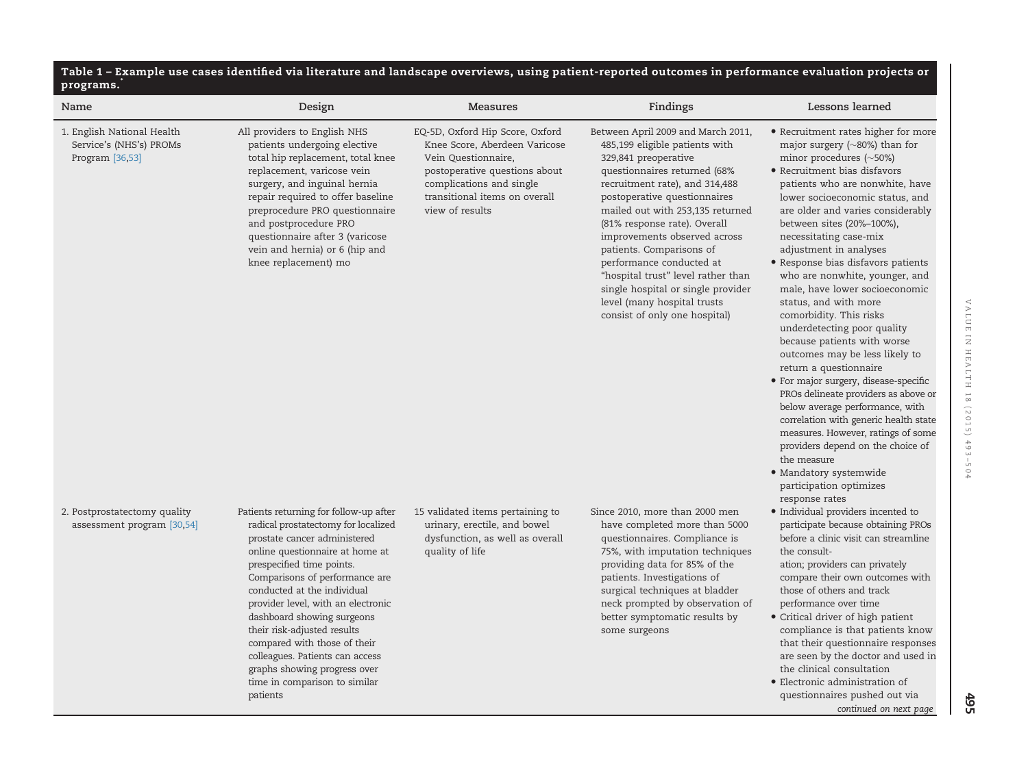**Table 1 – Example use cases identified via literature and landscape overviews, using patient-reported outcomes in performance evaluation projects or programs.***

| Name | Design | Measures | Findings | Lessons learned |
| --- | --- | --- | --- | --- |
| 1. English National Health Service's (NHS's) PROMs Program [36,53] | All providers to English NHS patients undergoing elective total hip replacement, total knee replacement, varicose vein surgery, and inguinal hernia repair required to offer baseline preprocedure PRO questionnaire and postprocedure PRO questionnaire after 3 (varicose vein and hernia) or 6 (hip and knee replacement) mo | EQ-5D, Oxford Hip Score, Oxford Knee Score, Aberdeen Varicose Vein Questionnaire, postoperative questions about complications and single transitional items on overall view of results | Between April 2009 and March 2011, 485,199 eligible patients with 329,841 preoperative questionnaires returned (68% recruitment rate), and 314,488 postoperative questionnaires mailed out with 253,135 returned (81% response rate). Overall improvements observed across patients. Comparisons of performance conducted at "hospital trust" level rather than single hospital or single provider level (many hospital trusts consist of only one hospital) | • Recruitment rates higher for more major surgery (~80%) than for minor procedures (~50%)<br>• Recruitment bias disfavors patients who are nonwhite, have lower socioeconomic status, and are older and varies considerably between sites (20%–100%), necessitating case-mix adjustment in analyses<br>• Response bias disfavors patients who are nonwhite, younger, and male, have lower socioeconomic status, and with more comorbidity. This risks underdetecting poor quality because patients with worse outcomes may be less likely to return a questionnaire<br>• For major surgery, disease-specific PROs delineate providers as above or below average performance, with correlation with generic health state measures. However, ratings of some providers depend on the choice of the measure<br>• Mandatory systemwide participation optimizes response rates |
| 2. Postprostatectomy quality assessment program [30,54] | Patients returning for follow-up after radical prostatectomy for localized prostate cancer administered online questionnaire at home at prespecified time points. Comparisons of performance are conducted at the individual provider level, with an electronic dashboard showing surgeons their risk-adjusted results compared with those of their colleagues. Patients can access graphs showing progress over time in comparison to similar patients | 15 validated items pertaining to urinary, erectile, and bowel dysfunction, as well as overall quality of life | Since 2010, more than 2000 men have completed more than 5000 questionnaires. Compliance is 75%, with imputation techniques providing data for 85% of the patients. Investigations of surgical techniques at bladder neck prompted by observation of better symptomatic results by some surgeons | • Individual providers incented to participate because obtaining PROs before a clinic visit can streamline the consultation; providers can privately compare their own outcomes with those of others and track performance over time<br>• Critical driver of high patient compliance is that patients know that their questionnaire responses are seen by the doctor and used in the clinical consultation<br>• Electronic administration of questionnaires pushed out via |

*continued on next page*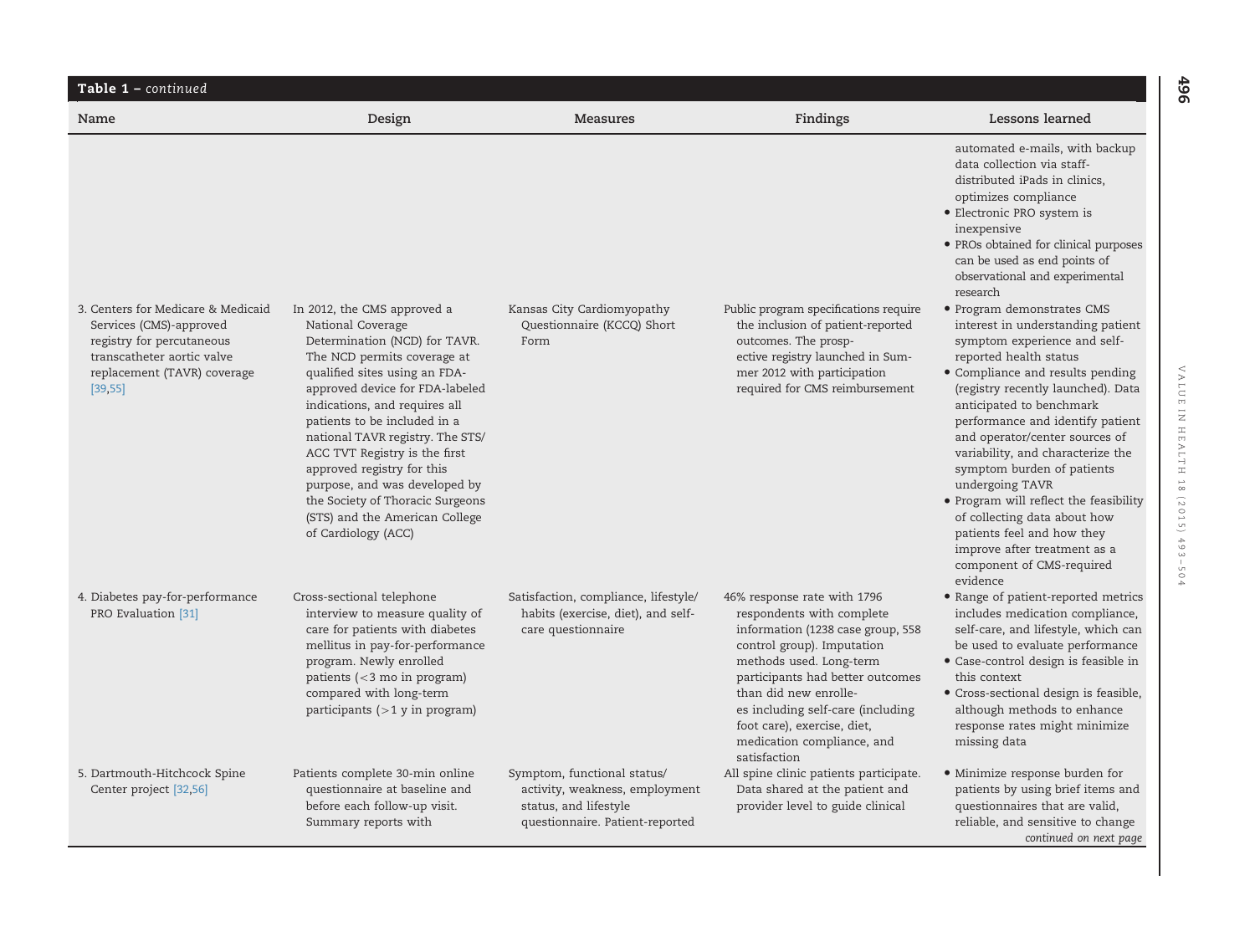**Table 1 – *continued***

| Name | Design | Measures | Findings | Lessons learned |
| --- | --- | --- | --- | --- |
| | | | | automated e-mails, with backup data collection via staff-distributed iPads in clinics, optimizes compliance<br>• Electronic PRO system is inexpensive<br>• PROs obtained for clinical purposes can be used as end points of observational and experimental research |
| 3. Centers for Medicare & Medicaid Services (CMS)-approved registry for percutaneous transcatheter aortic valve replacement (TAVR) coverage [39,55] | In 2012, the CMS approved a National Coverage Determination (NCD) for TAVR. The NCD permits coverage at qualified sites using an FDA-approved device for FDA-labeled indications, and requires all patients to be included in a national TAVR registry. The STS/ACC TVT Registry is the first approved registry for this purpose, and was developed by the Society of Thoracic Surgeons (STS) and the American College of Cardiology (ACC) | Kansas City Cardiomyopathy Questionnaire (KCCQ) Short Form | Public program specifications require the inclusion of patient-reported outcomes. The prospective registry launched in Summer 2012 with participation required for CMS reimbursement | • Program demonstrates CMS interest in understanding patient symptom experience and self-reported health status<br>• Compliance and results pending (registry recently launched). Data anticipated to benchmark performance and identify patient and operator/center sources of variability, and characterize the symptom burden of patients undergoing TAVR<br>• Program will reflect the feasibility of collecting data about how patients feel and how they improve after treatment as a component of CMS-required evidence |
| 4. Diabetes pay-for-performance PRO Evaluation [31] | Cross-sectional telephone interview to measure quality of care for patients with diabetes mellitus in pay-for-performance program. Newly enrolled patients (<3 mo in program) compared with long-term participants (>1 y in program) | Satisfaction, compliance, lifestyle/habits (exercise, diet), and self-care questionnaire | 46% response rate with 1796 respondents with complete information (1238 case group, 558 control group). Imputation methods used. Long-term participants had better outcomes than did new enrollees including self-care (including foot care), exercise, diet, medication compliance, and satisfaction | • Range of patient-reported metrics includes medication compliance, self-care, and lifestyle, which can be used to evaluate performance<br>• Case-control design is feasible in this context<br>• Cross-sectional design is feasible, although methods to enhance response rates might minimize missing data |
| 5. Dartmouth-Hitchcock Spine Center project [32,56] | Patients complete 30-min online questionnaire at baseline and before each follow-up visit. Summary reports with | Symptom, functional status/activity, weakness, employment status, and lifestyle questionnaire. Patient-reported | All spine clinic patients participate. Data shared at the patient and provider level to guide clinical | • Minimize response burden for patients by using brief items and questionnaires that are valid, reliable, and sensitive to change |

*continued on next page*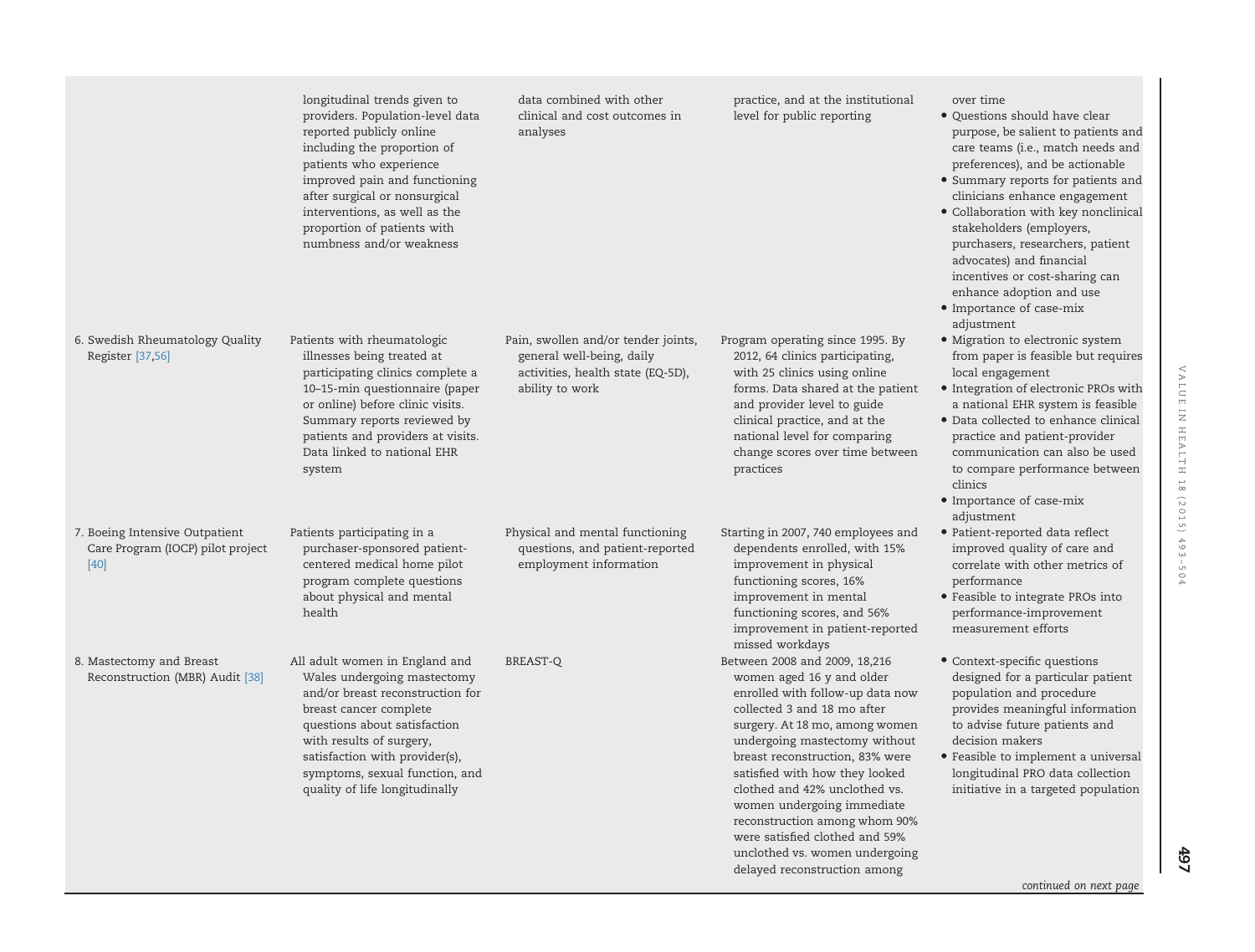| | | | | |
|---|---|---|---|---|
| | longitudinal trends given to providers. Population-level data reported publicly online including the proportion of patients who experience improved pain and functioning after surgical or nonsurgical interventions, as well as the proportion of patients with numbness and/or weakness | data combined with other clinical and cost outcomes in analyses | practice, and at the institutional level for public reporting | over time<br>• Questions should have clear purpose, be salient to patients and care teams (i.e., match needs and preferences), and be actionable<br>• Summary reports for patients and clinicians enhance engagement<br>• Collaboration with key nonclinical stakeholders (employers, purchasers, researchers, patient advocates) and financial incentives or cost-sharing can enhance adoption and use<br>• Importance of case-mix adjustment |
| 6. Swedish Rheumatology Quality Register [37,56] | Patients with rheumatologic illnesses being treated at participating clinics complete a 10–15-min questionnaire (paper or online) before clinic visits. Summary reports reviewed by patients and providers at visits. Data linked to national EHR system | Pain, swollen and/or tender joints, general well-being, daily activities, health state (EQ-5D), ability to work | Program operating since 1995. By 2012, 64 clinics participating, with 25 clinics using online forms. Data shared at the patient and provider level to guide clinical practice, and at the national level for comparing change scores over time between practices | • Migration to electronic system from paper is feasible but requires local engagement<br>• Integration of electronic PROs with a national EHR system is feasible<br>• Data collected to enhance clinical practice and patient-provider communication can also be used to compare performance between clinics<br>• Importance of case-mix adjustment |
| 7. Boeing Intensive Outpatient Care Program (IOCP) pilot project [40] | Patients participating in a purchaser-sponsored patient-centered medical home pilot program complete questions about physical and mental health | Physical and mental functioning questions, and patient-reported employment information | Starting in 2007, 740 employees and dependents enrolled, with 15% improvement in physical functioning scores, 16% improvement in mental functioning scores, and 56% improvement in patient-reported missed workdays | • Patient-reported data reflect improved quality of care and correlate with other metrics of performance<br>• Feasible to integrate PROs into performance-improvement measurement efforts |
| 8. Mastectomy and Breast Reconstruction (MBR) Audit [38] | All adult women in England and Wales undergoing mastectomy and/or breast reconstruction for breast cancer complete questions about satisfaction with results of surgery, satisfaction with provider(s), symptoms, sexual function, and quality of life longitudinally | BREAST-Q | Between 2008 and 2009, 18,216 women aged 16 y and older enrolled with follow-up data now collected 3 and 18 mo after surgery. At 18 mo, among women undergoing mastectomy without breast reconstruction, 83% were satisfied with how they looked clothed and 42% unclothed vs. women undergoing immediate reconstruction among whom 90% were satisfied clothed and 59% unclothed vs. women undergoing delayed reconstruction among | • Context-specific questions designed for a particular patient population and procedure provides meaningful information to advise future patients and decision makers<br>• Feasible to implement a universal longitudinal PRO data collection initiative in a targeted population |

*continued on next page*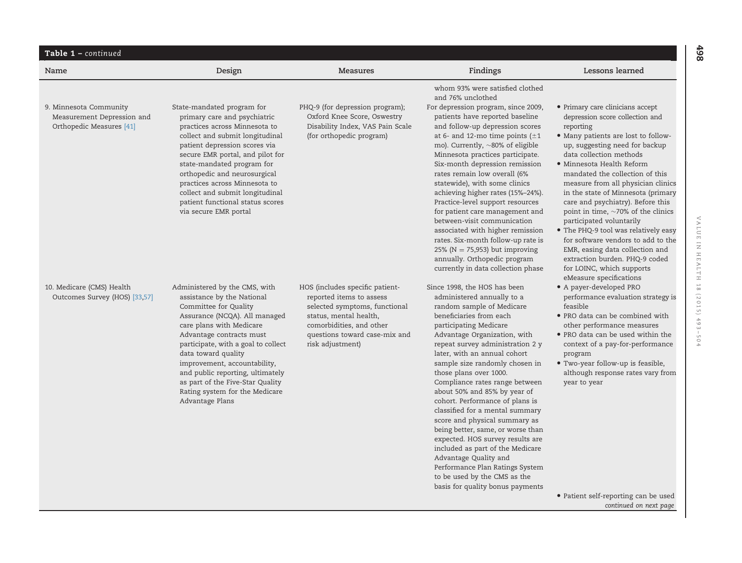**Table 1 – continued**

| Name | Design | Measures | Findings | Lessons learned |
|---|---|---|---|---|
| | | | whom 93% were satisfied clothed and 76% unclothed | |
| 9. Minnesota Community Measurement Depression and Orthopedic Measures [41] | State-mandated program for primary care and psychiatric practices across Minnesota to collect and submit longitudinal patient depression scores via secure EMR portal, and pilot for state-mandated program for orthopedic and neurosurgical practices across Minnesota to collect and submit longitudinal patient functional status scores via secure EMR portal | PHQ-9 (for depression program); Oxford Knee Score, Oswestry Disability Index, VAS Pain Scale (for orthopedic program) | For depression program, since 2009, patients have reported baseline and follow-up depression scores at 6- and 12-mo time points (±1 mo). Currently, ~80% of eligible Minnesota practices participate. Six-month depression remission rates remain low overall (6% statewide), with some clinics achieving higher rates (15%–24%). Practice-level support resources for patient care management and between-visit communication associated with higher remission rates. Six-month follow-up rate is 25% (N = 75,953) but improving annually. Orthopedic program currently in data collection phase | • Primary care clinicians accept depression score collection and reporting<br>• Many patients are lost to follow-up, suggesting need for backup data collection methods<br>• Minnesota Health Reform mandated the collection of this measure from all physician clinics in the state of Minnesota (primary care and psychiatry). Before this point in time, ~70% of the clinics participated voluntarily<br>• The PHQ-9 tool was relatively easy for software vendors to add to the EMR, easing data collection and extraction burden. PHQ-9 coded for LOINC, which supports eMeasure specifications |
| 10. Medicare (CMS) Health Outcomes Survey (HOS) [33,57] | Administered by the CMS, with assistance by the National Committee for Quality Assurance (NCQA). All managed care plans with Medicare Advantage contracts must participate, with a goal to collect data toward quality improvement, accountability, and public reporting, ultimately as part of the Five-Star Quality Rating system for the Medicare Advantage Plans | HOS (includes specific patient-reported items to assess selected symptoms, functional status, mental health, comorbidities, and other questions toward case-mix and risk adjustment) | Since 1998, the HOS has been administered annually to a random sample of Medicare beneficiaries from each participating Medicare Advantage Organization, with repeat survey administration 2 y later, with an annual cohort sample size randomly chosen in those plans over 1000. Compliance rates range between about 50% and 85% by year of cohort. Performance of plans is classified for a mental summary score and physical summary as being better, same, or worse than expected. HOS survey results are included as part of the Medicare Advantage Quality and Performance Plan Ratings System to be used by the CMS as the basis for quality bonus payments | • A payer-developed PRO performance evaluation strategy is feasible<br>• PRO data can be combined with other performance measures<br>• PRO data can be used within the context of a pay-for-performance program<br>• Two-year follow-up is feasible, although response rates vary from year to year<br>• Patient self-reporting can be used |

*continued on next page*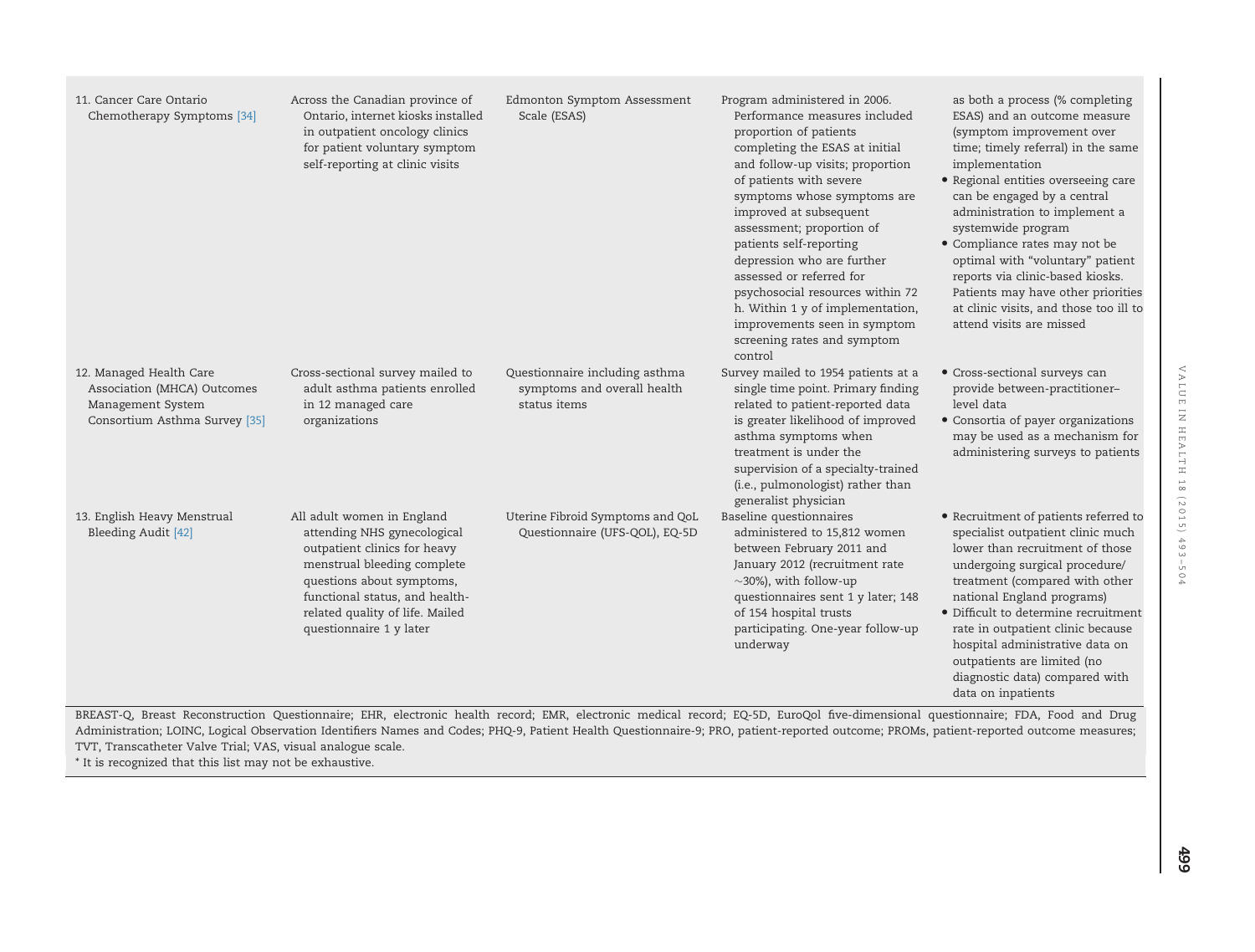| | | | | |
|---|---|---|---|---|
| 11. Cancer Care Ontario Chemotherapy Symptoms [34] | Across the Canadian province of Ontario, internet kiosks installed in outpatient oncology clinics for patient voluntary symptom self-reporting at clinic visits | Edmonton Symptom Assessment Scale (ESAS) | Program administered in 2006. Performance measures included proportion of patients completing the ESAS at initial and follow-up visits; proportion of patients with severe symptoms whose symptoms are improved at subsequent assessment; proportion of patients self-reporting depression who are further assessed or referred for psychosocial resources within 72 h. Within 1 y of implementation, improvements seen in symptom screening rates and symptom control | as both a process (% completing ESAS) and an outcome measure (symptom improvement over time; timely referral) in the same implementation<br>• Regional entities overseeing care can be engaged by a central administration to implement a systemwide program<br>• Compliance rates may not be optimal with "voluntary" patient reports via clinic-based kiosks. Patients may have other priorities at clinic visits, and those too ill to attend visits are missed |
| 12. Managed Health Care Association (MHCA) Outcomes Management System Consortium Asthma Survey [35] | Cross-sectional survey mailed to adult asthma patients enrolled in 12 managed care organizations | Questionnaire including asthma symptoms and overall health status items | Survey mailed to 1954 patients at a single time point. Primary finding related to patient-reported data is greater likelihood of improved asthma symptoms when treatment is under the supervision of a specialty-trained (i.e., pulmonologist) rather than generalist physician | • Cross-sectional surveys can provide between-practitioner–level data<br>• Consortia of payer organizations may be used as a mechanism for administering surveys to patients |
| 13. English Heavy Menstrual Bleeding Audit [42] | All adult women in England attending NHS gynecological outpatient clinics for heavy menstrual bleeding complete questions about symptoms, functional status, and health-related quality of life. Mailed questionnaire 1 y later | Uterine Fibroid Symptoms and QoL Questionnaire (UFS-QOL), EQ-5D | Baseline questionnaires administered to 15,812 women between February 2011 and January 2012 (recruitment rate ~30%), with follow-up questionnaires sent 1 y later; 148 of 154 hospital trusts participating. One-year follow-up underway | • Recruitment of patients referred to specialist outpatient clinic much lower than recruitment of those undergoing surgical procedure/ treatment (compared with other national England programs)<br>• Difficult to determine recruitment rate in outpatient clinic because hospital administrative data on outpatients are limited (no diagnostic data) compared with data on inpatients |

BREAST-Q, Breast Reconstruction Questionnaire; EHR, electronic health record; EMR, electronic medical record; EQ-5D, EuroQol five-dimensional questionnaire; FDA, Food and Drug Administration; LOINC, Logical Observation Identifiers Names and Codes; PHQ-9, Patient Health Questionnaire-9; PRO, patient-reported outcome; PROMs, patient-reported outcome measures; TVT, Transcatheter Valve Trial; VAS, visual analogue scale.

* It is recognized that this list may not be exhaustive.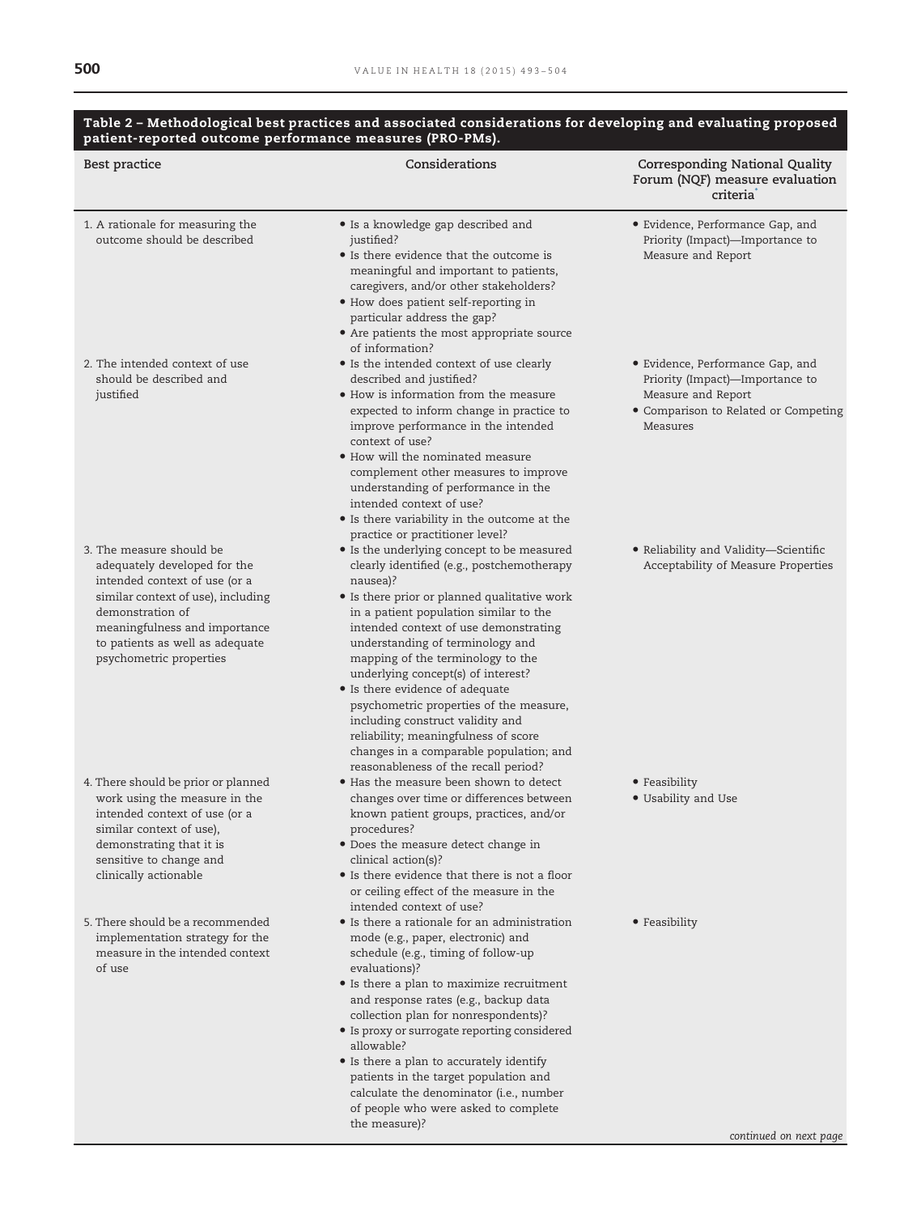**Table 2 – Methodological best practices and associated considerations for developing and evaluating proposed patient-reported outcome performance measures (PRO-PMs).**

| Best practice | Considerations | Corresponding National Quality Forum (NQF) measure evaluation criteria* |
|---|---|---|
| 1. A rationale for measuring the outcome should be described | • Is a knowledge gap described and justified?<br>• Is there evidence that the outcome is meaningful and important to patients, caregivers, and/or other stakeholders?<br>• How does patient self-reporting in particular address the gap?<br>• Are patients the most appropriate source of information? | • Evidence, Performance Gap, and Priority (Impact)—Importance to Measure and Report |
| 2. The intended context of use should be described and justified | • Is the intended context of use clearly described and justified?<br>• How is information from the measure expected to inform change in practice to improve performance in the intended context of use?<br>• How will the nominated measure complement other measures to improve understanding of performance in the intended context of use?<br>• Is there variability in the outcome at the practice or practitioner level? | • Evidence, Performance Gap, and Priority (Impact)—Importance to Measure and Report<br>• Comparison to Related or Competing Measures |
| 3. The measure should be adequately developed for the intended context of use (or a similar context of use), including demonstration of meaningfulness and importance to patients as well as adequate psychometric properties | • Is the underlying concept to be measured clearly identified (e.g., postchemotherapy nausea)?<br>• Is there prior or planned qualitative work in a patient population similar to the intended context of use demonstrating understanding of terminology and mapping of the terminology to the underlying concept(s) of interest?<br>• Is there evidence of adequate psychometric properties of the measure, including construct validity and reliability; meaningfulness of score changes in a comparable population; and reasonableness of the recall period? | • Reliability and Validity—Scientific Acceptability of Measure Properties |
| 4. There should be prior or planned work using the measure in the intended context of use (or a similar context of use), demonstrating that it is sensitive to change and clinically actionable | • Has the measure been shown to detect changes over time or differences between known patient groups, practices, and/or procedures?<br>• Does the measure detect change in clinical action(s)?<br>• Is there evidence that there is not a floor or ceiling effect of the measure in the intended context of use? | • Feasibility<br>• Usability and Use |
| 5. There should be a recommended implementation strategy for the measure in the intended context of use | • Is there a rationale for an administration mode (e.g., paper, electronic) and schedule (e.g., timing of follow-up evaluations)?<br>• Is there a plan to maximize recruitment and response rates (e.g., backup data collection plan for nonrespondents)?<br>• Is proxy or surrogate reporting considered allowable?<br>• Is there a plan to accurately identify patients in the target population and calculate the denominator (i.e., number of people who were asked to complete the measure)? | • Feasibility |

*continued on next page*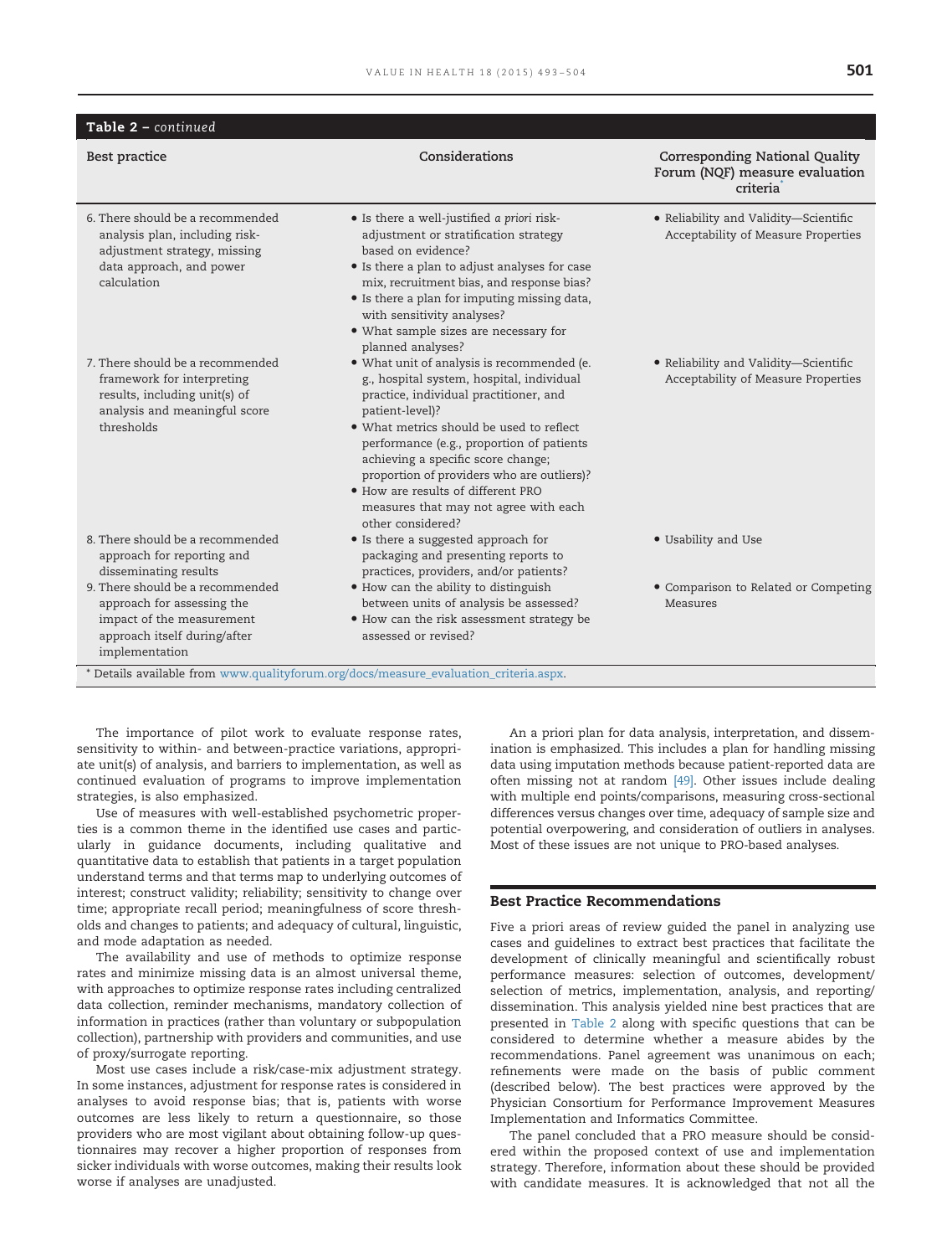**Table 2 – continued**

| Best practice | Considerations | Corresponding National Quality Forum (NQF) measure evaluation criteria* |
|---|---|---|
| 6. There should be a recommended analysis plan, including risk-adjustment strategy, missing data approach, and power calculation | • Is there a well-justified *a priori* risk-adjustment or stratification strategy based on evidence?<br>• Is there a plan to adjust analyses for case mix, recruitment bias, and response bias?<br>• Is there a plan for imputing missing data, with sensitivity analyses?<br>• What sample sizes are necessary for planned analyses? | • Reliability and Validity—Scientific Acceptability of Measure Properties |
| 7. There should be a recommended framework for interpreting results, including unit(s) of analysis and meaningful score thresholds | • What unit of analysis is recommended (e.g., hospital system, hospital, individual practice, individual practitioner, and patient-level)?<br>• What metrics should be used to reflect performance (e.g., proportion of patients achieving a specific score change; proportion of providers who are outliers)?<br>• How are results of different PRO measures that may not agree with each other considered? | • Reliability and Validity—Scientific Acceptability of Measure Properties |
| 8. There should be a recommended approach for reporting and disseminating results | • Is there a suggested approach for packaging and presenting reports to practices, providers, and/or patients? | • Usability and Use |
| 9. There should be a recommended approach for assessing the impact of the measurement approach itself during/after implementation | • How can the ability to distinguish between units of analysis be assessed?<br>• How can the risk assessment strategy be assessed or revised? | • Comparison to Related or Competing Measures |

* Details available from www.qualityforum.org/docs/measure_evaluation_criteria.aspx.

The importance of pilot work to evaluate response rates, sensitivity to within- and between-practice variations, appropriate unit(s) of analysis, and barriers to implementation, as well as continued evaluation of programs to improve implementation strategies, is also emphasized.

Use of measures with well-established psychometric properties is a common theme in the identified use cases and particularly in guidance documents, including qualitative and quantitative data to establish that patients in a target population understand terms and that terms map to underlying outcomes of interest; construct validity; reliability; sensitivity to change over time; appropriate recall period; meaningfulness of score thresholds and changes to patients; and adequacy of cultural, linguistic, and mode adaptation as needed.

The availability and use of methods to optimize response rates and minimize missing data is an almost universal theme, with approaches to optimize response rates including centralized data collection, reminder mechanisms, mandatory collection of information in practices (rather than voluntary or subpopulation collection), partnership with providers and communities, and use of proxy/surrogate reporting.

Most use cases include a risk/case-mix adjustment strategy. In some instances, adjustment for response rates is considered in analyses to avoid response bias; that is, patients with worse outcomes are less likely to return a questionnaire, so those providers who are most vigilant about obtaining follow-up questionnaires may recover a higher proportion of responses from sicker individuals with worse outcomes, making their results look worse if analyses are unadjusted.

An a priori plan for data analysis, interpretation, and dissemination is emphasized. This includes a plan for handling missing data using imputation methods because patient-reported data are often missing not at random [49]. Other issues include dealing with multiple end points/comparisons, measuring cross-sectional differences versus changes over time, adequacy of sample size and potential overpowering, and consideration of outliers in analyses. Most of these issues are not unique to PRO-based analyses.

## Best Practice Recommendations

Five a priori areas of review guided the panel in analyzing use cases and guidelines to extract best practices that facilitate the development of clinically meaningful and scientifically robust performance measures: selection of outcomes, development/selection of metrics, implementation, analysis, and reporting/dissemination. This analysis yielded nine best practices that are presented in Table 2 along with specific questions that can be considered to determine whether a measure abides by the recommendations. Panel agreement was unanimous on each; refinements were made on the basis of public comment (described below). The best practices were approved by the Physician Consortium for Performance Improvement Measures Implementation and Informatics Committee.

The panel concluded that a PRO measure should be considered within the proposed context of use and implementation strategy. Therefore, information about these should be provided with candidate measures. It is acknowledged that not all the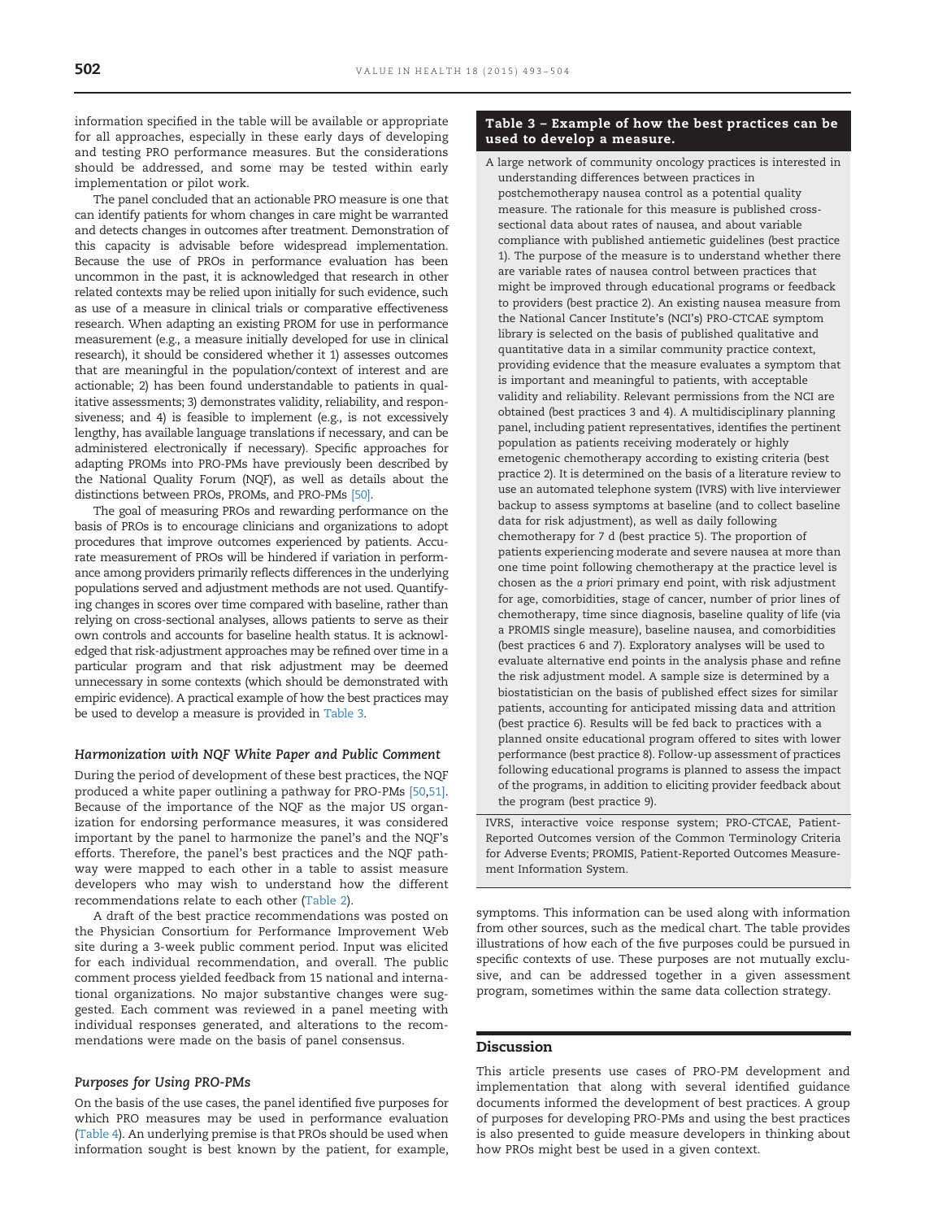information specified in the table will be available or appropriate for all approaches, especially in these early days of developing and testing PRO performance measures. But the considerations should be addressed, and some may be tested within early implementation or pilot work.

The panel concluded that an actionable PRO measure is one that can identify patients for whom changes in care might be warranted and detects changes in outcomes after treatment. Demonstration of this capacity is advisable before widespread implementation. Because the use of PROs in performance evaluation has been uncommon in the past, it is acknowledged that research in other related contexts may be relied upon initially for such evidence, such as use of a measure in clinical trials or comparative effectiveness research. When adapting an existing PROM for use in performance measurement (e.g., a measure initially developed for use in clinical research), it should be considered whether it 1) assesses outcomes that are meaningful in the population/context of interest and are actionable; 2) has been found understandable to patients in qualitative assessments; 3) demonstrates validity, reliability, and responsiveness; and 4) is feasible to implement (e.g., is not excessively lengthy, has available language translations if necessary, and can be administered electronically if necessary). Specific approaches for adapting PROMs into PRO-PMs have previously been described by the National Quality Forum (NQF), as well as details about the distinctions between PROs, PROMs, and PRO-PMs [50].

The goal of measuring PROs and rewarding performance on the basis of PROs is to encourage clinicians and organizations to adopt procedures that improve outcomes experienced by patients. Accurate measurement of PROs will be hindered if variation in performance among providers primarily reflects differences in the underlying populations served and adjustment methods are not used. Quantifying changes in scores over time compared with baseline, rather than relying on cross-sectional analyses, allows patients to serve as their own controls and accounts for baseline health status. It is acknowledged that risk-adjustment approaches may be refined over time in a particular program and that risk adjustment may be deemed unnecessary in some contexts (which should be demonstrated with empiric evidence). A practical example of how the best practices may be used to develop a measure is provided in Table 3.

**Table 3 – Example of how the best practices can be used to develop a measure.**

A large network of community oncology practices is interested in understanding differences between practices in postchemotherapy nausea control as a potential quality measure. The rationale for this measure is published cross-sectional data about rates of nausea, and about variable compliance with published antiemetic guidelines (best practice 1). The purpose of the measure is to understand whether there are variable rates of nausea control between practices that might be improved through educational programs or feedback to providers (best practice 2). An existing nausea measure from the National Cancer Institute's (NCI's) PRO-CTCAE symptom library is selected on the basis of published qualitative and quantitative data in a similar community practice context, providing evidence that the measure evaluates a symptom that is important and meaningful to patients, with acceptable validity and reliability. Relevant permissions from the NCI are obtained (best practices 3 and 4). A multidisciplinary planning panel, including patient representatives, identifies the pertinent population as patients receiving moderately or highly emetogenic chemotherapy according to existing criteria (best practice 2). It is determined on the basis of a literature review to use an automated telephone system (IVRS) with live interviewer backup to assess symptoms at baseline (and to collect baseline data for risk adjustment), as well as daily following chemotherapy for 7 d (best practice 5). The proportion of patients experiencing moderate and severe nausea at more than one time point following chemotherapy at the practice level is chosen as the *a priori* primary end point, with risk adjustment for age, comorbidities, stage of cancer, number of prior lines of chemotherapy, time since diagnosis, baseline quality of life (via a PROMIS single measure), baseline nausea, and comorbidities (best practices 6 and 7). Exploratory analyses will be used to evaluate alternative end points in the analysis phase and refine the risk adjustment model. A sample size is determined by a biostatistician on the basis of published effect sizes for similar patients, accounting for anticipated missing data and attrition (best practice 6). Results will be fed back to practices with a planned onsite educational program offered to sites with lower performance (best practice 8). Follow-up assessment of practices following educational programs is planned to assess the impact of the programs, in addition to eliciting provider feedback about the program (best practice 9).

IVRS, interactive voice response system; PRO-CTCAE, Patient-Reported Outcomes version of the Common Terminology Criteria for Adverse Events; PROMIS, Patient-Reported Outcomes Measurement Information System.

### *Harmonization with NQF White Paper and Public Comment*

During the period of development of these best practices, the NQF produced a white paper outlining a pathway for PRO-PMs [50,51]. Because of the importance of the NQF as the major US organization for endorsing performance measures, it was considered important by the panel to harmonize the panel's and the NQF's efforts. Therefore, the panel's best practices and the NQF pathway were mapped to each other in a table to assist measure developers who may wish to understand how the different recommendations relate to each other (Table 2).

A draft of the best practice recommendations was posted on the Physician Consortium for Performance Improvement Web site during a 3-week public comment period. Input was elicited for each individual recommendation, and overall. The public comment process yielded feedback from 15 national and international organizations. No major substantive changes were suggested. Each comment was reviewed in a panel meeting with individual responses generated, and alterations to the recommendations were made on the basis of panel consensus.

### *Purposes for Using PRO-PMs*

On the basis of the use cases, the panel identified five purposes for which PRO measures may be used in performance evaluation (Table 4). An underlying premise is that PROs should be used when information sought is best known by the patient, for example, symptoms. This information can be used along with information from other sources, such as the medical chart. The table provides illustrations of how each of the five purposes could be pursued in specific contexts of use. These purposes are not mutually exclusive, and can be addressed together in a given assessment program, sometimes within the same data collection strategy.

## Discussion

This article presents use cases of PRO-PM development and implementation that along with several identified guidance documents informed the development of best practices. A group of purposes for developing PRO-PMs and using the best practices is also presented to guide measure developers in thinking about how PROs might best be used in a given context.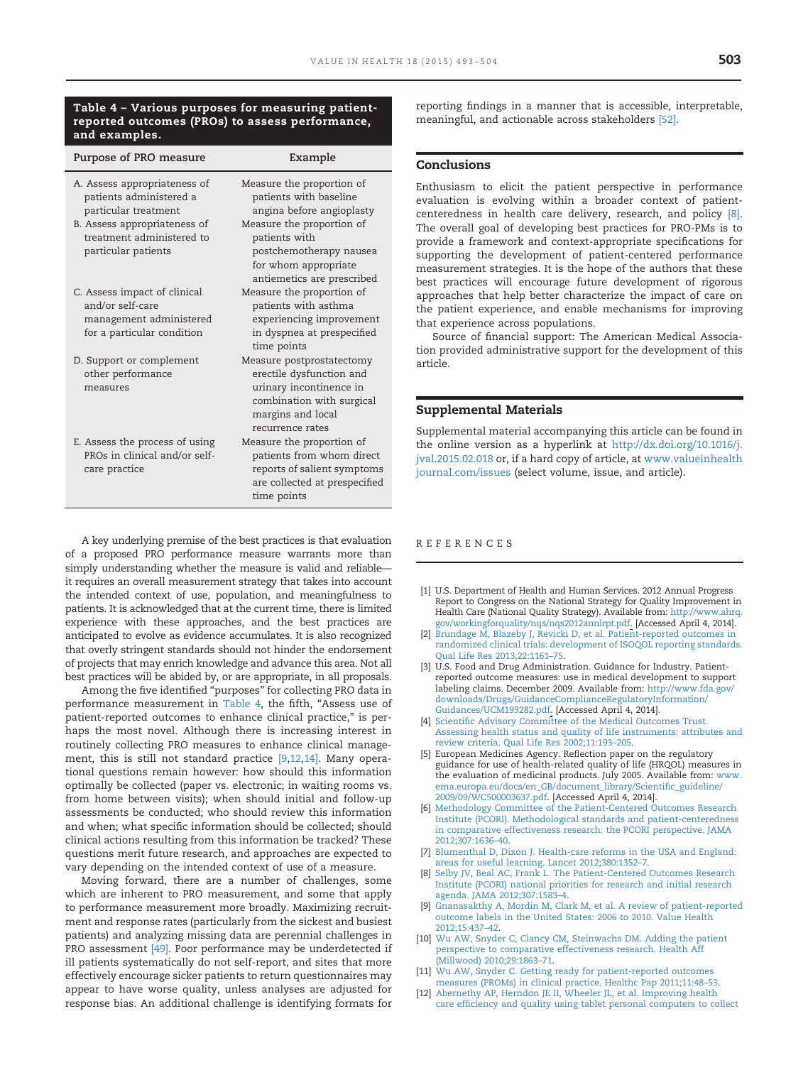**Table 4 – Various purposes for measuring patient-reported outcomes (PROs) to assess performance, and examples.**

| Purpose of PRO measure | Example |
|---|---|
| A. Assess appropriateness of patients administered a particular treatment | Measure the proportion of patients with baseline angina before angioplasty |
| B. Assess appropriateness of treatment administered to particular patients | Measure the proportion of patients with postchemotherapy nausea for whom appropriate antiemetics are prescribed |
| C. Assess impact of clinical and/or self-care management administered for a particular condition | Measure the proportion of patients with asthma experiencing improvement in dyspnea at prespecified time points |
| D. Support or complement other performance measures | Measure postprostatectomy erectile dysfunction and urinary incontinence in combination with surgical margins and local recurrence rates |
| E. Assess the process of using PROs in clinical and/or self-care practice | Measure the proportion of patients from whom direct reports of salient symptoms are collected at prespecified time points |

A key underlying premise of the best practices is that evaluation of a proposed PRO performance measure warrants more than simply understanding whether the measure is valid and reliable—it requires an overall measurement strategy that takes into account the intended context of use, population, and meaningfulness to patients. It is acknowledged that at the current time, there is limited experience with these approaches, and the best practices are anticipated to evolve as evidence accumulates. It is also recognized that overly stringent standards should not hinder the endorsement of projects that may enrich knowledge and advance this area. Not all best practices will be abided by, or are appropriate, in all proposals.

Among the five identified "purposes" for collecting PRO data in performance measurement in Table 4, the fifth, "Assess use of patient-reported outcomes to enhance clinical practice," is perhaps the most novel. Although there is increasing interest in routinely collecting PRO measures to enhance clinical management, this is still not standard practice [9,12,14]. Many operational questions remain however: how should this information optimally be collected (paper vs. electronic; in waiting rooms vs. from home between visits); when should initial and follow-up assessments be conducted; who should review this information and when; what specific information should be collected; should clinical actions resulting from this information be tracked? These questions merit future research, and approaches are expected to vary depending on the intended context of use of a measure.

Moving forward, there are a number of challenges, some which are inherent to PRO measurement, and some that apply to performance measurement more broadly. Maximizing recruitment and response rates (particularly from the sickest and busiest patients) and analyzing missing data are perennial challenges in PRO assessment [49]. Poor performance may be underdetected if ill patients systematically do not self-report, and sites that more effectively encourage sicker patients to return questionnaires may appear to have worse quality, unless analyses are adjusted for response bias. An additional challenge is identifying formats for reporting findings in a manner that is accessible, interpretable, meaningful, and actionable across stakeholders [52].

## Conclusions

Enthusiasm to elicit the patient perspective in performance evaluation is evolving within a broader context of patient-centeredness in health care delivery, research, and policy [8]. The overall goal of developing best practices for PRO-PMs is to provide a framework and context-appropriate specifications for supporting the development of patient-centered performance measurement strategies. It is the hope of the authors that these best practices will encourage future development of rigorous approaches that help better characterize the impact of care on the patient experience, and enable mechanisms for improving that experience across populations.

Source of financial support: The American Medical Association provided administrative support for the development of this article.

## Supplemental Materials

Supplemental material accompanying this article can be found in the online version as a hyperlink at http://dx.doi.org/10.1016/j.jval.2015.02.018 or, if a hard copy of article, at www.valueinhealthjournal.com/issues (select volume, issue, and article).

## REFERENCES

[1] U.S. Department of Health and Human Services. 2012 Annual Progress Report to Congress on the National Strategy for Quality Improvement in Health Care (National Quality Strategy). Available from: http://www.ahrq.gov/workingforquality/nqs/nqs2012annlrpt.pdf. [Accessed April 4, 2014].

[2] Brundage M, Blazeby J, Revicki D, et al. Patient-reported outcomes in randomized clinical trials: development of ISOQOL reporting standards. Qual Life Res 2013;22:1161–75.

[3] U.S. Food and Drug Administration. Guidance for Industry. Patient-reported outcome measures: use in medical development to support labeling claims. December 2009. Available from: http://www.fda.gov/downloads/Drugs/GuidanceComplianceRegulatoryInformation/Guidances/UCM193282.pdf. [Accessed April 4, 2014].

[4] Scientific Advisory Committee of the Medical Outcomes Trust. Assessing health status and quality of life instruments: attributes and review criteria. Qual Life Res 2002;11:193–205.

[5] European Medicines Agency. Reflection paper on the regulatory guidance for use of health-related quality of life (HRQOL) measures in the evaluation of medicinal products. July 2005. Available from: www.ema.europa.eu/docs/en_GB/document_library/Scientific_guideline/2009/09/WC500003637.pdf. [Accessed April 4, 2014].

[6] Methodology Committee of the Patient-Centered Outcomes Research Institute (PCORI). Methodological standards and patient-centeredness in comparative effectiveness research: the PCORI perspective. JAMA 2012;307:1636–40.

[7] Blumenthal D, Dixon J. Health-care reforms in the USA and England: areas for useful learning. Lancet 2012;380:1352–7.

[8] Selby JV, Beal AC, Frank L. The Patient-Centered Outcomes Research Institute (PCORI) national priorities for research and initial research agenda. JAMA 2012;307:1583–4.

[9] Gnanasakthy A, Mordin M, Clark M, et al. A review of patient-reported outcome labels in the United States: 2006 to 2010. Value Health 2012;15:437–42.

[10] Wu AW, Snyder C, Clancy CM, Steinwachs DM. Adding the patient perspective to comparative effectiveness research. Health Aff (Millwood) 2010;29:1863–71.

[11] Wu AW, Snyder C. Getting ready for patient-reported outcomes measures (PROMs) in clinical practice. Healthc Pap 2011;11:48–53.

[12] Abernethy AP, Herndon JE II, Wheeler JL, et al. Improving health care efficiency and quality using tablet personal computers to collect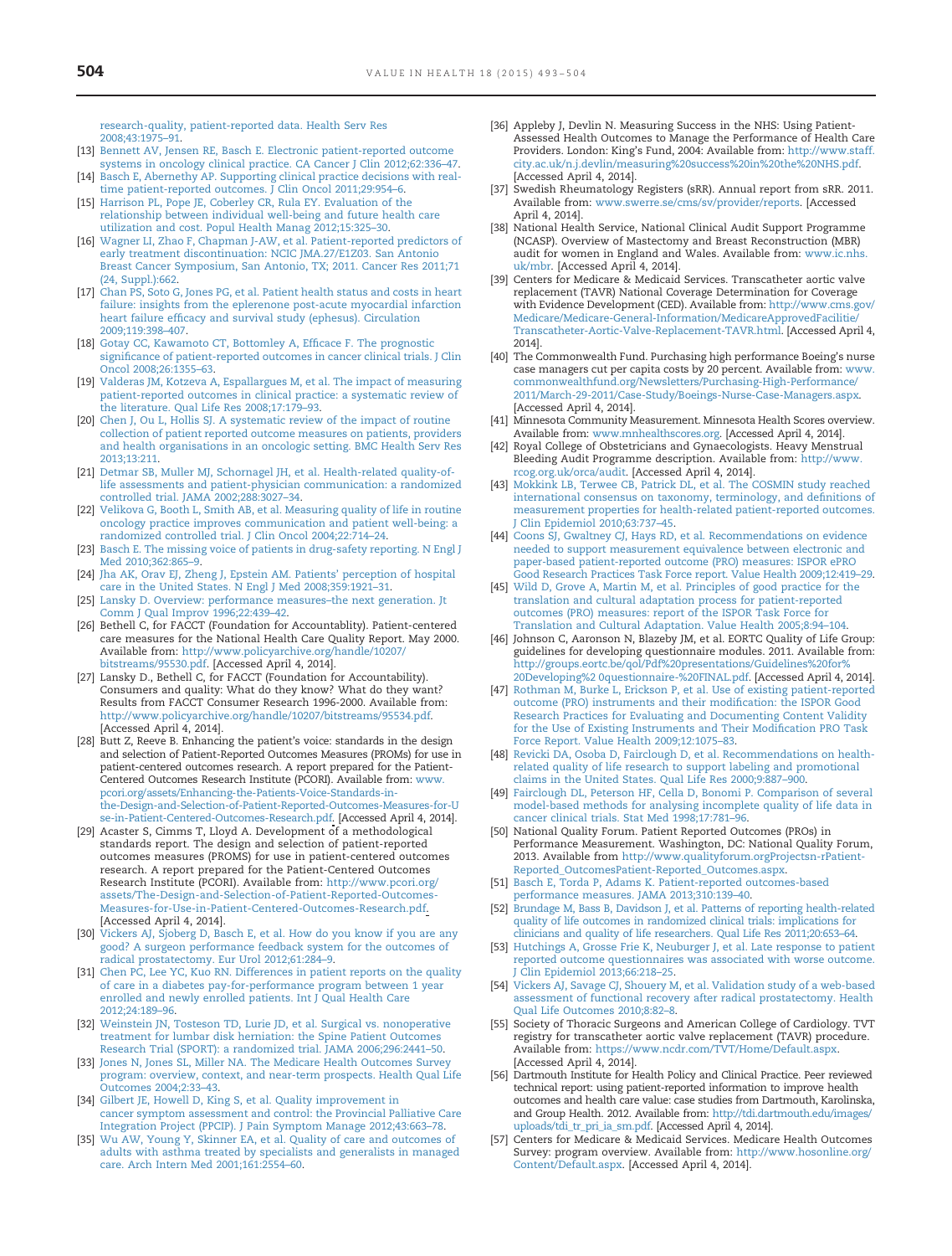research-quality, patient-reported data. Health Serv Res 2008;43:1975–91.

[13] Bennett AV, Jensen RE, Basch E. Electronic patient-reported outcome systems in oncology clinical practice. CA Cancer J Clin 2012;62:336–47.

[14] Basch E, Abernethy AP. Supporting clinical practice decisions with real-time patient-reported outcomes. J Clin Oncol 2011;29:954–6.

[15] Harrison PL, Pope JE, Coberley CR, Rula EY. Evaluation of the relationship between individual well-being and future health care utilization and cost. Popul Health Manag 2012;15:325–30.

[16] Wagner LI, Zhao F, Chapman J-AW, et al. Patient-reported predictors of early treatment discontinuation: NCIC JMA.27/E1Z03. San Antonio Breast Cancer Symposium, San Antonio, TX; 2011. Cancer Res 2011;71 (24, Suppl.):662.

[17] Chan PS, Soto G, Jones PG, et al. Patient health status and costs in heart failure: insights from the eplerenone post-acute myocardial infarction heart failure efficacy and survival study (ephesus). Circulation 2009;119:398–407.

[18] Gotay CC, Kawamoto CT, Bottomley A, Efficace F. The prognostic significance of patient-reported outcomes in cancer clinical trials. J Clin Oncol 2008;26:1355–63.

[19] Valderas JM, Kotzeva A, Espallargues M, et al. The impact of measuring patient-reported outcomes in clinical practice: a systematic review of the literature. Qual Life Res 2008;17:179–93.

[20] Chen J, Ou L, Hollis SJ. A systematic review of the impact of routine collection of patient reported outcome measures on patients, providers and health organisations in an oncologic setting. BMC Health Serv Res 2013;13:211.

[21] Detmar SB, Muller MJ, Schornagel JH, et al. Health-related quality-of-life assessments and patient-physician communication: a randomized controlled trial. JAMA 2002;288:3027–34.

[22] Velikova G, Booth L, Smith AB, et al. Measuring quality of life in routine oncology practice improves communication and patient well-being: a randomized controlled trial. J Clin Oncol 2004;22:714–24.

[23] Basch E. The missing voice of patients in drug-safety reporting. N Engl J Med 2010;362:865–9.

[24] Jha AK, Orav EJ, Zheng J, Epstein AM. Patients' perception of hospital care in the United States. N Engl J Med 2008;359:1921–31.

[25] Lansky D. Overview: performance measures–the next generation. Jt Comm J Qual Improv 1996;22:439–42.

[26] Bethell C, for FACCT (Foundation for Accountablity). Patient-centered care measures for the National Health Care Quality Report. May 2000. Available from: http://www.policyarchive.org/handle/10207/bitstreams/95530.pdf. [Accessed April 4, 2014].

[27] Lansky D., Bethell C, for FACCT (Foundation for Accountability). Consumers and quality: What do they know? What do they want? Results from FACCT Consumer Research 1996-2000. Available from: http://www.policyarchive.org/handle/10207/bitstreams/95534.pdf. [Accessed April 4, 2014].

[28] Butt Z, Reeve B. Enhancing the patient's voice: standards in the design and selection of Patient-Reported Outcomes Measures (PROMs) for use in patient-centered outcomes research. A report prepared for the Patient-Centered Outcomes Research Institute (PCORI). Available from: www.pcori.org/assets/Enhancing-the-Patients-Voice-Standards-in-the-Design-and-Selection-of-Patient-Reported-Outcomes-Measures-for-Use-in-Patient-Centered-Outcomes-Research.pdf. [Accessed April 4, 2014].

[29] Acaster S, Cimms T, Lloyd A. Development of a methodological standards report. The design and selection of patient-reported outcomes measures (PROMS) for use in patient-centered outcomes research. A report prepared for the Patient-Centered Outcomes Research Institute (PCORI). Available from: http://www.pcori.org/assets/The-Design-and-Selection-of-Patient-Reported-Outcomes-Measures-for-Use-in-Patient-Centered-Outcomes-Research.pdf. [Accessed April 4, 2014].

[30] Vickers AJ, Sjoberg D, Basch E, et al. How do you know if you are any good? A surgeon performance feedback system for the outcomes of radical prostatectomy. Eur Urol 2012;61:284–9.

[31] Chen PC, Lee YC, Kuo RN. Differences in patient reports on the quality of care in a diabetes pay-for-performance program between 1 year enrolled and newly enrolled patients. Int J Qual Health Care 2012;24:189–96.

[32] Weinstein JN, Tosteson TD, Lurie JD, et al. Surgical vs. nonoperative treatment for lumbar disk herniation: the Spine Patient Outcomes Research Trial (SPORT): a randomized trial. JAMA 2006;296:2441–50.

[33] Jones N, Jones SL, Miller NA. The Medicare Health Outcomes Survey program: overview, context, and near-term prospects. Health Qual Life Outcomes 2004;2:33–43.

[34] Gilbert JE, Howell D, King S, et al. Quality improvement in cancer symptom assessment and control: the Provincial Palliative Care Integration Project (PPCIP). J Pain Symptom Manage 2012;43:663–78.

[35] Wu AW, Young Y, Skinner EA, et al. Quality of care and outcomes of adults with asthma treated by specialists and generalists in managed care. Arch Intern Med 2001;161:2554–60.

[36] Appleby J, Devlin N. Measuring Success in the NHS: Using Patient-Assessed Health Outcomes to Manage the Performance of Health Care Providers. London: King's Fund, 2004: Available from: http://www.staff.city.ac.uk/n.j.devlin/measuring%20success%20in%20the%20NHS.pdf. [Accessed April 4, 2014].

[37] Swedish Rheumatology Registers (sRR). Annual report from sRR. 2011. Available from: www.swerre.se/cms/sv/provider/reports. [Accessed April 4, 2014].

[38] National Health Service, National Clinical Audit Support Programme (NCASP). Overview of Mastectomy and Breast Reconstruction (MBR) audit for women in England and Wales. Available from: www.ic.nhs.uk/mbr. [Accessed April 4, 2014].

[39] Centers for Medicare & Medicaid Services. Transcatheter aortic valve replacement (TAVR) National Coverage Determination for Coverage with Evidence Development (CED). Available from: http://www.cms.gov/Medicare/Medicare-General-Information/MedicareApprovedFacilitie/Transcatheter-Aortic-Valve-Replacement-TAVR.html. [Accessed April 4, 2014].

[40] The Commonwealth Fund. Purchasing high performance Boeing's nurse case managers cut per capita costs by 20 percent. Available from: www.commonwealthfund.org/Newsletters/Purchasing-High-Performance/2011/March-29-2011/Case-Study/Boeings-Nurse-Case-Managers.aspx. [Accessed April 4, 2014].

[41] Minnesota Community Measurement. Minnesota Health Scores overview. Available from: www.mnhealthscores.org. [Accessed April 4, 2014].

[42] Royal College of Obstetricians and Gynaecologists. Heavy Menstrual Bleeding Audit Programme description. Available from: http://www.rcog.org.uk/orca/audit. [Accessed April 4, 2014].

[43] Mokkink LB, Terwee CB, Patrick DL, et al. The COSMIN study reached international consensus on taxonomy, terminology, and definitions of measurement properties for health-related patient-reported outcomes. J Clin Epidemiol 2010;63:737–45.

[44] Coons SJ, Gwaltney CJ, Hays RD, et al. Recommendations on evidence needed to support measurement equivalence between electronic and paper-based patient-reported outcome (PRO) measures: ISPOR ePRO Good Research Practices Task Force report. Value Health 2009;12:419–29.

[45] Wild D, Grove A, Martin M, et al. Principles of good practice for the translation and cultural adaptation process for patient-reported outcomes (PRO) measures: report of the ISPOR Task Force for Translation and Cultural Adaptation. Value Health 2005;8:94–104.

[46] Johnson C, Aaronson N, Blazeby JM, et al. EORTC Quality of Life Group: guidelines for developing questionnaire modules. 2011. Available from: http://groups.eortc.be/qol/Pdf%20presentations/Guidelines%20for%20Developing%2 0questionnaire-%20FINAL.pdf. [Accessed April 4, 2014].

[47] Rothman M, Burke L, Erickson P, et al. Use of existing patient-reported outcome (PRO) instruments and their modification: the ISPOR Good Research Practices for Evaluating and Documenting Content Validity for the Use of Existing Instruments and Their Modification PRO Task Force Report. Value Health 2009;12:1075–83.

[48] Revicki DA, Osoba D, Fairclough D, et al. Recommendations on health-related quality of life research to support labeling and promotional claims in the United States. Qual Life Res 2000;9:887–900.

[49] Fairclough DL, Peterson HF, Cella D, Bonomi P. Comparison of several model-based methods for analysing incomplete quality of life data in cancer clinical trials. Stat Med 1998;17:781–96.

[50] National Quality Forum. Patient Reported Outcomes (PROs) in Performance Measurement. Washington, DC: National Quality Forum, 2013. Available from http://www.qualityforum.orgProjectsn-rPatient-Reported_OutcomesPatient-Reported_Outcomes.aspx.

[51] Basch E, Torda P, Adams K. Patient-reported outcomes-based performance measures. JAMA 2013;310:139–40.

[52] Brundage M, Bass B, Davidson J, et al. Patterns of reporting health-related quality of life outcomes in randomized clinical trials: implications for clinicians and quality of life researchers. Qual Life Res 2011;20:653–64.

[53] Hutchings A, Grosse Frie K, Neuburger J, et al. Late response to patient reported outcome questionnaires was associated with worse outcome. J Clin Epidemiol 2013;66:218–25.

[54] Vickers AJ, Savage CJ, Shouery M, et al. Validation study of a web-based assessment of functional recovery after radical prostatectomy. Health Qual Life Outcomes 2010;8:82–8.

[55] Society of Thoracic Surgeons and American College of Cardiology. TVT registry for transcatheter aortic valve replacement (TAVR) procedure. Available from: https://www.ncdr.com/TVT/Home/Default.aspx. [Accessed April 4, 2014].

[56] Dartmouth Institute for Health Policy and Clinical Practice. Peer reviewed technical report: using patient-reported information to improve health outcomes and health care value: case studies from Dartmouth, Karolinska, and Group Health. 2012. Available from: http://tdi.dartmouth.edu/images/uploads/tdi_tr_pri_ia_sm.pdf. [Accessed April 4, 2014].

[57] Centers for Medicare & Medicaid Services. Medicare Health Outcomes Survey: program overview. Available from: http://www.hosonline.org/Content/Default.aspx. [Accessed April 4, 2014].